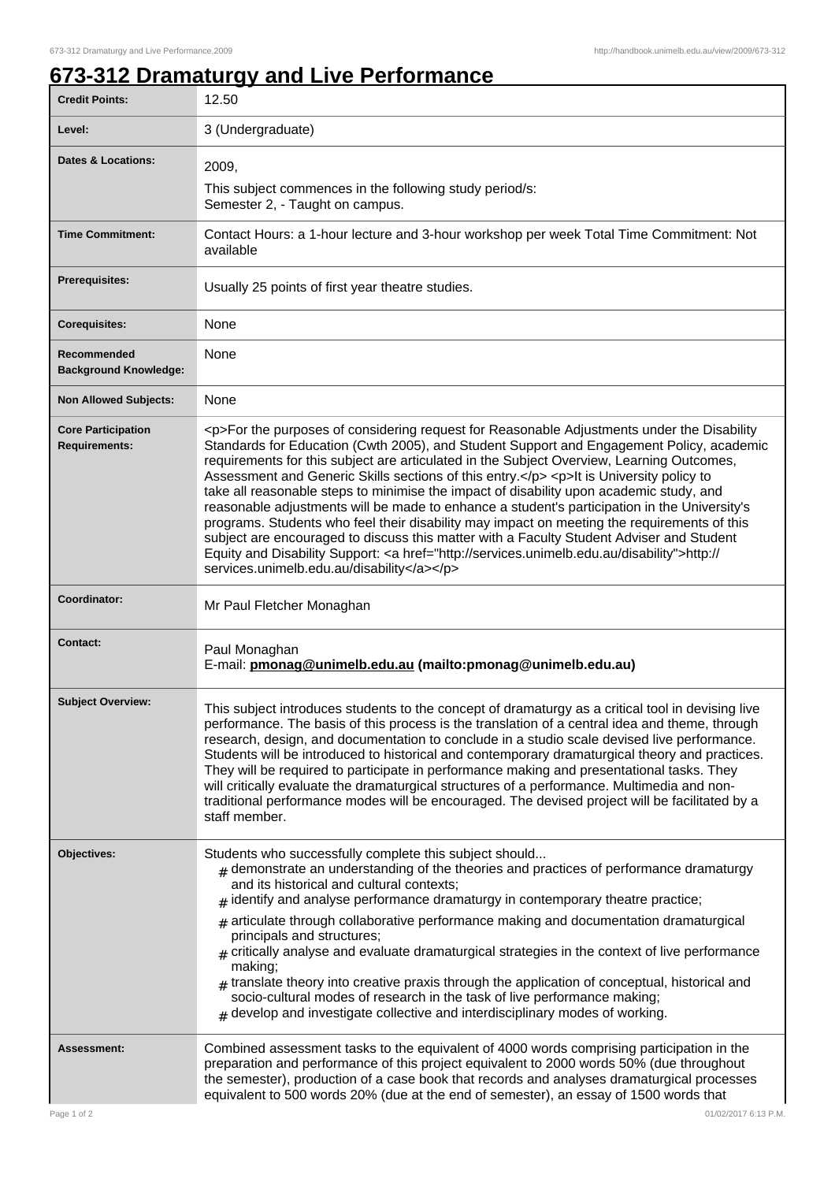# 673-312 Dramaturgy and Live Performance

| | |
|---|---|
| **Credit Points:** | 12.50 |
| **Level:** | 3 (Undergraduate) |
| **Dates & Locations:** | 2009,<br>This subject commences in the following study period/s:<br>Semester 2, - Taught on campus. |
| **Time Commitment:** | Contact Hours: a 1-hour lecture and 3-hour workshop per week Total Time Commitment: Not available |
| **Prerequisites:** | Usually 25 points of first year theatre studies. |
| **Corequisites:** | None |
| **Recommended Background Knowledge:** | None |
| **Non Allowed Subjects:** | None |
| **Core Participation Requirements:** | &lt;p&gt;For the purposes of considering request for Reasonable Adjustments under the Disability Standards for Education (Cwth 2005), and Student Support and Engagement Policy, academic requirements for this subject are articulated in the Subject Overview, Learning Outcomes, Assessment and Generic Skills sections of this entry.&lt;/p&gt; &lt;p&gt;It is University policy to take all reasonable steps to minimise the impact of disability upon academic study, and reasonable adjustments will be made to enhance a student's participation in the University's programs. Students who feel their disability may impact on meeting the requirements of this subject are encouraged to discuss this matter with a Faculty Student Adviser and Student Equity and Disability Support: &lt;a href="http://services.unimelb.edu.au/disability"&gt;http://services.unimelb.edu.au/disability&lt;/a&gt;&lt;/p&gt; |
| **Coordinator:** | Mr Paul Fletcher Monaghan |
| **Contact:** | Paul Monaghan<br>E-mail: **pmonag@unimelb.edu.au (mailto:pmonag@unimelb.edu.au)** |
| **Subject Overview:** | This subject introduces students to the concept of dramaturgy as a critical tool in devising live performance. The basis of this process is the translation of a central idea and theme, through research, design, and documentation to conclude in a studio scale devised live performance. Students will be introduced to historical and contemporary dramaturgical theory and practices. They will be required to participate in performance making and presentational tasks. They will critically evaluate the dramaturgical structures of a performance. Multimedia and non-traditional performance modes will be encouraged. The devised project will be facilitated by a staff member. |
| **Objectives:** | Students who successfully complete this subject should...<br># demonstrate an understanding of the theories and practices of performance dramaturgy and its historical and cultural contexts;<br># identify and analyse performance dramaturgy in contemporary theatre practice;<br># articulate through collaborative performance making and documentation dramaturgical principals and structures;<br># critically analyse and evaluate dramaturgical strategies in the context of live performance making;<br># translate theory into creative praxis through the application of conceptual, historical and socio-cultural modes of research in the task of live performance making;<br># develop and investigate collective and interdisciplinary modes of working. |
| **Assessment:** | Combined assessment tasks to the equivalent of 4000 words comprising participation in the preparation and performance of this project equivalent to 2000 words 50% (due throughout the semester), production of a case book that records and analyses dramaturgical processes equivalent to 500 words 20% (due at the end of semester), an essay of 1500 words that |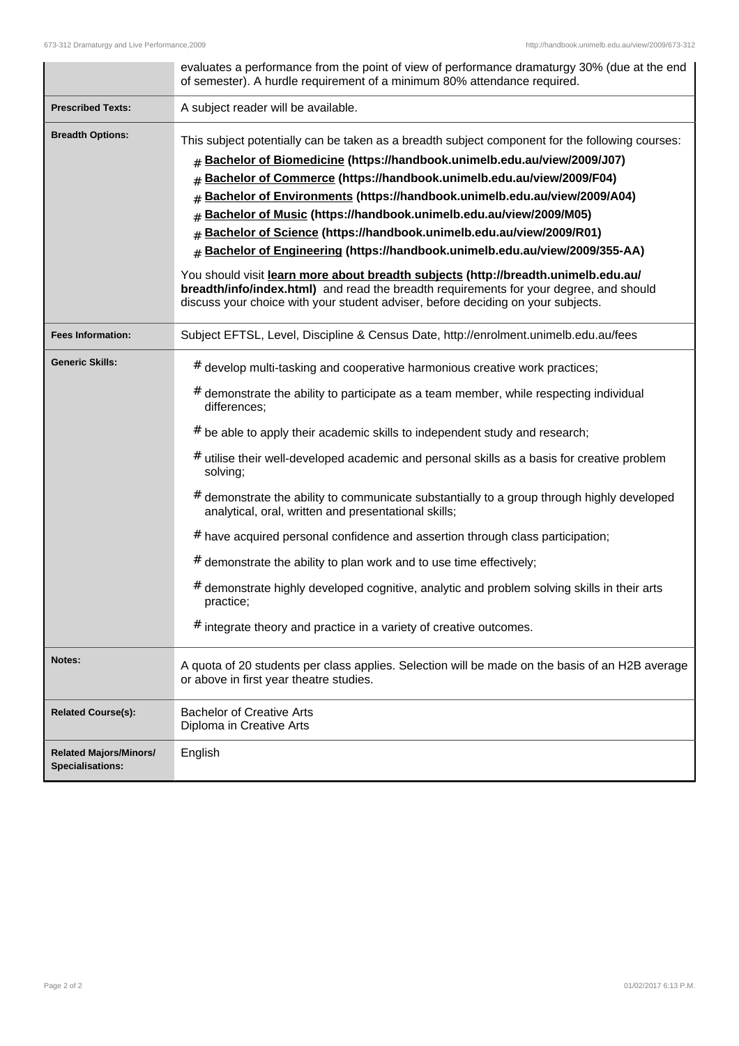| | |
|---|---|
| | evaluates a performance from the point of view of performance dramaturgy 30% (due at the end of semester). A hurdle requirement of a minimum 80% attendance required. |
| **Prescribed Texts:** | A subject reader will be available. |
| **Breadth Options:** | This subject potentially can be taken as a breadth subject component for the following courses:<br># **Bachelor of Biomedicine (https://handbook.unimelb.edu.au/view/2009/J07)**<br># **Bachelor of Commerce (https://handbook.unimelb.edu.au/view/2009/F04)**<br># **Bachelor of Environments (https://handbook.unimelb.edu.au/view/2009/A04)**<br># **Bachelor of Music (https://handbook.unimelb.edu.au/view/2009/M05)**<br># **Bachelor of Science (https://handbook.unimelb.edu.au/view/2009/R01)**<br># **Bachelor of Engineering (https://handbook.unimelb.edu.au/view/2009/355-AA)**<br>You should visit **learn more about breadth subjects (http://breadth.unimelb.edu.au/breadth/info/index.html)** and read the breadth requirements for your degree, and should discuss your choice with your student adviser, before deciding on your subjects. |
| **Fees Information:** | Subject EFTSL, Level, Discipline & Census Date, http://enrolment.unimelb.edu.au/fees |
| **Generic Skills:** | # develop multi-tasking and cooperative harmonious creative work practices;<br># demonstrate the ability to participate as a team member, while respecting individual differences;<br># be able to apply their academic skills to independent study and research;<br># utilise their well-developed academic and personal skills as a basis for creative problem solving;<br># demonstrate the ability to communicate substantially to a group through highly developed analytical, oral, written and presentational skills;<br># have acquired personal confidence and assertion through class participation;<br># demonstrate the ability to plan work and to use time effectively;<br># demonstrate highly developed cognitive, analytic and problem solving skills in their arts practice;<br># integrate theory and practice in a variety of creative outcomes. |
| **Notes:** | A quota of 20 students per class applies. Selection will be made on the basis of an H2B average or above in first year theatre studies. |
| **Related Course(s):** | Bachelor of Creative Arts<br>Diploma in Creative Arts |
| **Related Majors/Minors/ Specialisations:** | English |